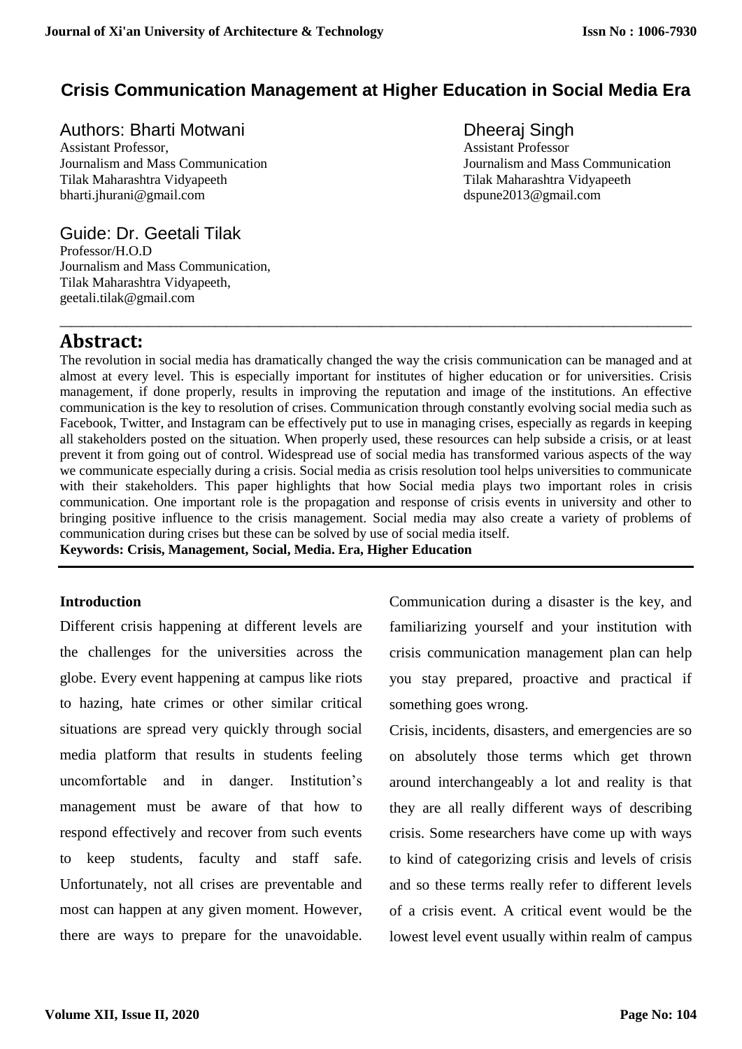# Crisis Communication Management at Higher Education in Social Media Era

**Authors: Bharti Motwani**
Assistant Professor,
Journalism and Mass Communication
Tilak Maharashtra Vidyapeeth
bharti.jhurani@gmail.com

**Dheeraj Singh**
Assistant Professor
Journalism and Mass Communication
Tilak Maharashtra Vidyapeeth
dspune2013@gmail.com

**Guide: Dr. Geetali Tilak**
Professor/H.O.D
Journalism and Mass Communication,
Tilak Maharashtra Vidyapeeth,
geetali.tilak@gmail.com

## Abstract:

The revolution in social media has dramatically changed the way the crisis communication can be managed and at almost at every level. This is especially important for institutes of higher education or for universities. Crisis management, if done properly, results in improving the reputation and image of the institutions. An effective communication is the key to resolution of crises. Communication through constantly evolving social media such as Facebook, Twitter, and Instagram can be effectively put to use in managing crises, especially as regards in keeping all stakeholders posted on the situation. When properly used, these resources can help subside a crisis, or at least prevent it from going out of control. Widespread use of social media has transformed various aspects of the way we communicate especially during a crisis. Social media as crisis resolution tool helps universities to communicate with their stakeholders. This paper highlights that how Social media plays two important roles in crisis communication. One important role is the propagation and response of crisis events in university and other to bringing positive influence to the crisis management. Social media may also create a variety of problems of communication during crises but these can be solved by use of social media itself.

**Keywords: Crisis, Management, Social, Media. Era, Higher Education**

### Introduction

Different crisis happening at different levels are the challenges for the universities across the globe. Every event happening at campus like riots to hazing, hate crimes or other similar critical situations are spread very quickly through social media platform that results in students feeling uncomfortable and in danger. Institution's management must be aware of that how to respond effectively and recover from such events to keep students, faculty and staff safe. Unfortunately, not all crises are preventable and most can happen at any given moment. However, there are ways to prepare for the unavoidable. Communication during a disaster is the key, and familiarizing yourself and your institution with crisis communication management plan can help you stay prepared, proactive and practical if something goes wrong.

Crisis, incidents, disasters, and emergencies are so on absolutely those terms which get thrown around interchangeably a lot and reality is that they are all really different ways of describing crisis. Some researchers have come up with ways to kind of categorizing crisis and levels of crisis and so these terms really refer to different levels of a crisis event. A critical event would be the lowest level event usually within realm of campus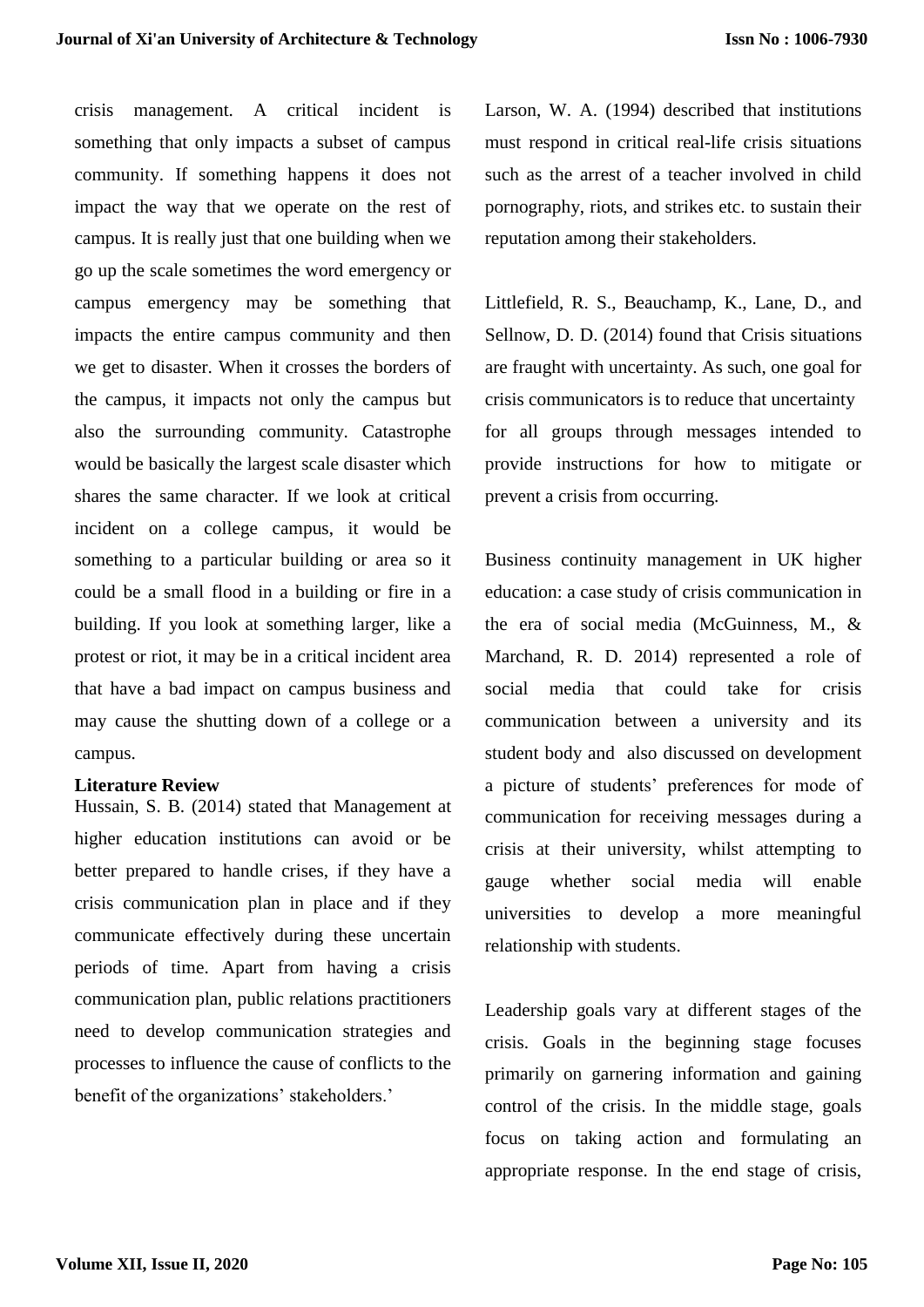crisis management. A critical incident is something that only impacts a subset of campus community. If something happens it does not impact the way that we operate on the rest of campus. It is really just that one building when we go up the scale sometimes the word emergency or campus emergency may be something that impacts the entire campus community and then we get to disaster. When it crosses the borders of the campus, it impacts not only the campus but also the surrounding community. Catastrophe would be basically the largest scale disaster which shares the same character. If we look at critical incident on a college campus, it would be something to a particular building or area so it could be a small flood in a building or fire in a building. If you look at something larger, like a protest or riot, it may be in a critical incident area that have a bad impact on campus business and may cause the shutting down of a college or a campus.

**Literature Review**

Hussain, S. B. (2014) stated that Management at higher education institutions can avoid or be better prepared to handle crises, if they have a crisis communication plan in place and if they communicate effectively during these uncertain periods of time. Apart from having a crisis communication plan, public relations practitioners need to develop communication strategies and processes to influence the cause of conflicts to the benefit of the organizations' stakeholders.'

Larson, W. A. (1994) described that institutions must respond in critical real-life crisis situations such as the arrest of a teacher involved in child pornography, riots, and strikes etc. to sustain their reputation among their stakeholders.

Littlefield, R. S., Beauchamp, K., Lane, D., and Sellnow, D. D. (2014) found that Crisis situations are fraught with uncertainty. As such, one goal for crisis communicators is to reduce that uncertainty for all groups through messages intended to provide instructions for how to mitigate or prevent a crisis from occurring.

Business continuity management in UK higher education: a case study of crisis communication in the era of social media (McGuinness, M., & Marchand, R. D. 2014) represented a role of social media that could take for crisis communication between a university and its student body and also discussed on development a picture of students' preferences for mode of communication for receiving messages during a crisis at their university, whilst attempting to gauge whether social media will enable universities to develop a more meaningful relationship with students.

Leadership goals vary at different stages of the crisis. Goals in the beginning stage focuses primarily on garnering information and gaining control of the crisis. In the middle stage, goals focus on taking action and formulating an appropriate response. In the end stage of crisis,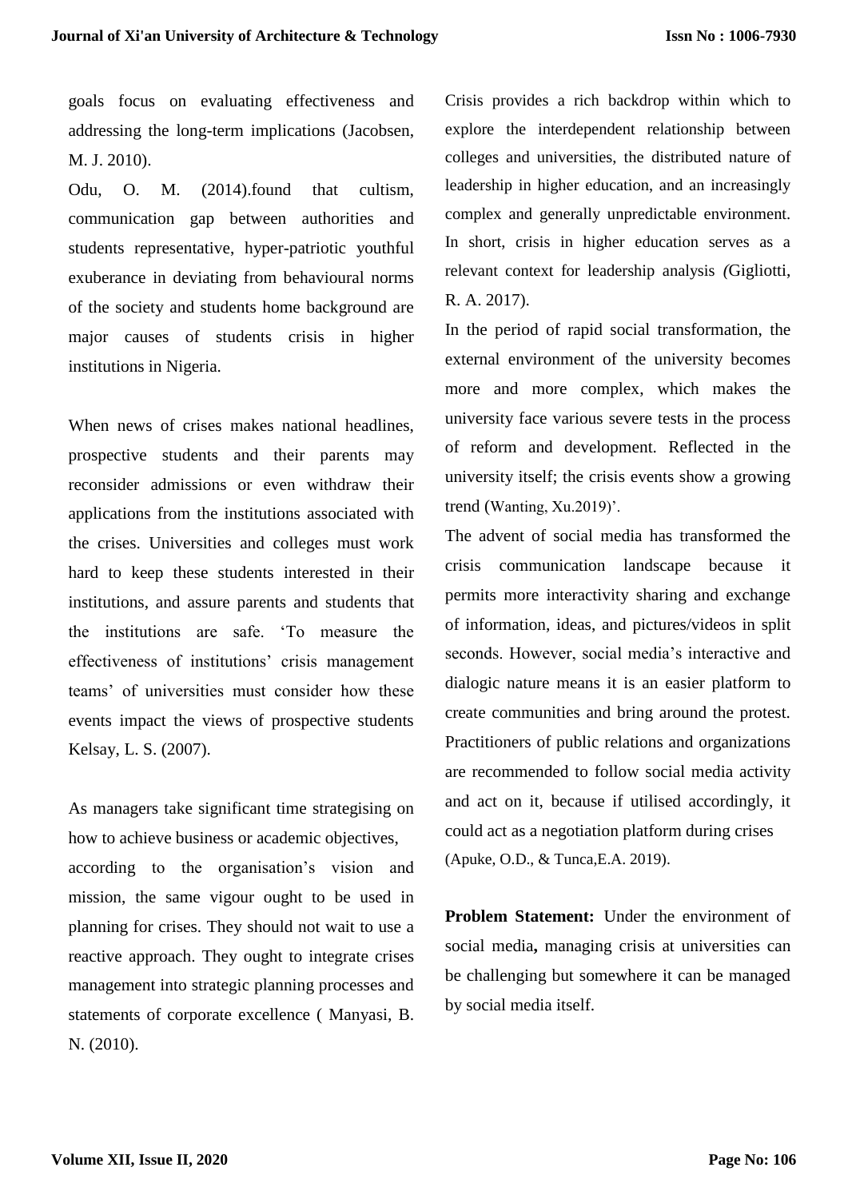goals focus on evaluating effectiveness and addressing the long-term implications (Jacobsen, M. J. 2010).

Odu, O. M. (2014).found that cultism, communication gap between authorities and students representative, hyper-patriotic youthful exuberance in deviating from behavioural norms of the society and students home background are major causes of students crisis in higher institutions in Nigeria.

When news of crises makes national headlines, prospective students and their parents may reconsider admissions or even withdraw their applications from the institutions associated with the crises. Universities and colleges must work hard to keep these students interested in their institutions, and assure parents and students that the institutions are safe. 'To measure the effectiveness of institutions' crisis management teams' of universities must consider how these events impact the views of prospective students Kelsay, L. S. (2007).

As managers take significant time strategising on how to achieve business or academic objectives, according to the organisation's vision and mission, the same vigour ought to be used in planning for crises. They should not wait to use a reactive approach. They ought to integrate crises management into strategic planning processes and statements of corporate excellence ( Manyasi, B. N. (2010).

Crisis provides a rich backdrop within which to explore the interdependent relationship between colleges and universities, the distributed nature of leadership in higher education, and an increasingly complex and generally unpredictable environment. In short, crisis in higher education serves as a relevant context for leadership analysis (Gigliotti, R. A. 2017).

In the period of rapid social transformation, the external environment of the university becomes more and more complex, which makes the university face various severe tests in the process of reform and development. Reflected in the university itself; the crisis events show a growing trend (Wanting, Xu.2019)'.

The advent of social media has transformed the crisis communication landscape because it permits more interactivity sharing and exchange of information, ideas, and pictures/videos in split seconds. However, social media's interactive and dialogic nature means it is an easier platform to create communities and bring around the protest. Practitioners of public relations and organizations are recommended to follow social media activity and act on it, because if utilised accordingly, it could act as a negotiation platform during crises (Apuke, O.D., & Tunca,E.A. 2019).

**Problem Statement:** Under the environment of social media**,** managing crisis at universities can be challenging but somewhere it can be managed by social media itself.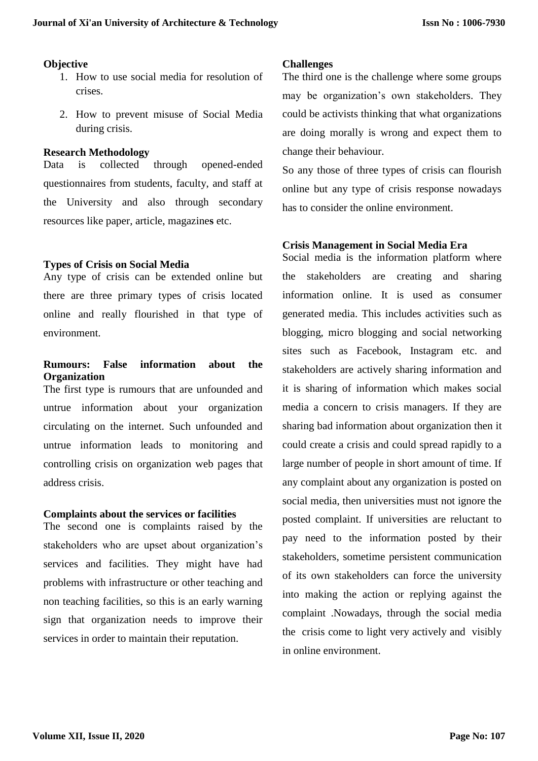### Objective

1. How to use social media for resolution of crises.
2. How to prevent misuse of Social Media during crisis.

### Research Methodology

Data is collected through opened-ended questionnaires from students, faculty, and staff at the University and also through secondary resources like paper, article, magazines etc.

### Types of Crisis on Social Media

Any type of crisis can be extended online but there are three primary types of crisis located online and really flourished in that type of environment.

### Rumours: False information about the Organization

The first type is rumours that are unfounded and untrue information about your organization circulating on the internet. Such unfounded and untrue information leads to monitoring and controlling crisis on organization web pages that address crisis.

### Complaints about the services or facilities

The second one is complaints raised by the stakeholders who are upset about organization's services and facilities. They might have had problems with infrastructure or other teaching and non teaching facilities, so this is an early warning sign that organization needs to improve their services in order to maintain their reputation.

### Challenges

The third one is the challenge where some groups may be organization's own stakeholders. They could be activists thinking that what organizations are doing morally is wrong and expect them to change their behaviour.

So any those of three types of crisis can flourish online but any type of crisis response nowadays has to consider the online environment.

### Crisis Management in Social Media Era

Social media is the information platform where the stakeholders are creating and sharing information online. It is used as consumer generated media. This includes activities such as blogging, micro blogging and social networking sites such as Facebook, Instagram etc. and stakeholders are actively sharing information and it is sharing of information which makes social media a concern to crisis managers. If they are sharing bad information about organization then it could create a crisis and could spread rapidly to a large number of people in short amount of time. If any complaint about any organization is posted on social media, then universities must not ignore the posted complaint. If universities are reluctant to pay need to the information posted by their stakeholders, sometime persistent communication of its own stakeholders can force the university into making the action or replying against the complaint .Nowadays, through the social media the crisis come to light very actively and visibly in online environment.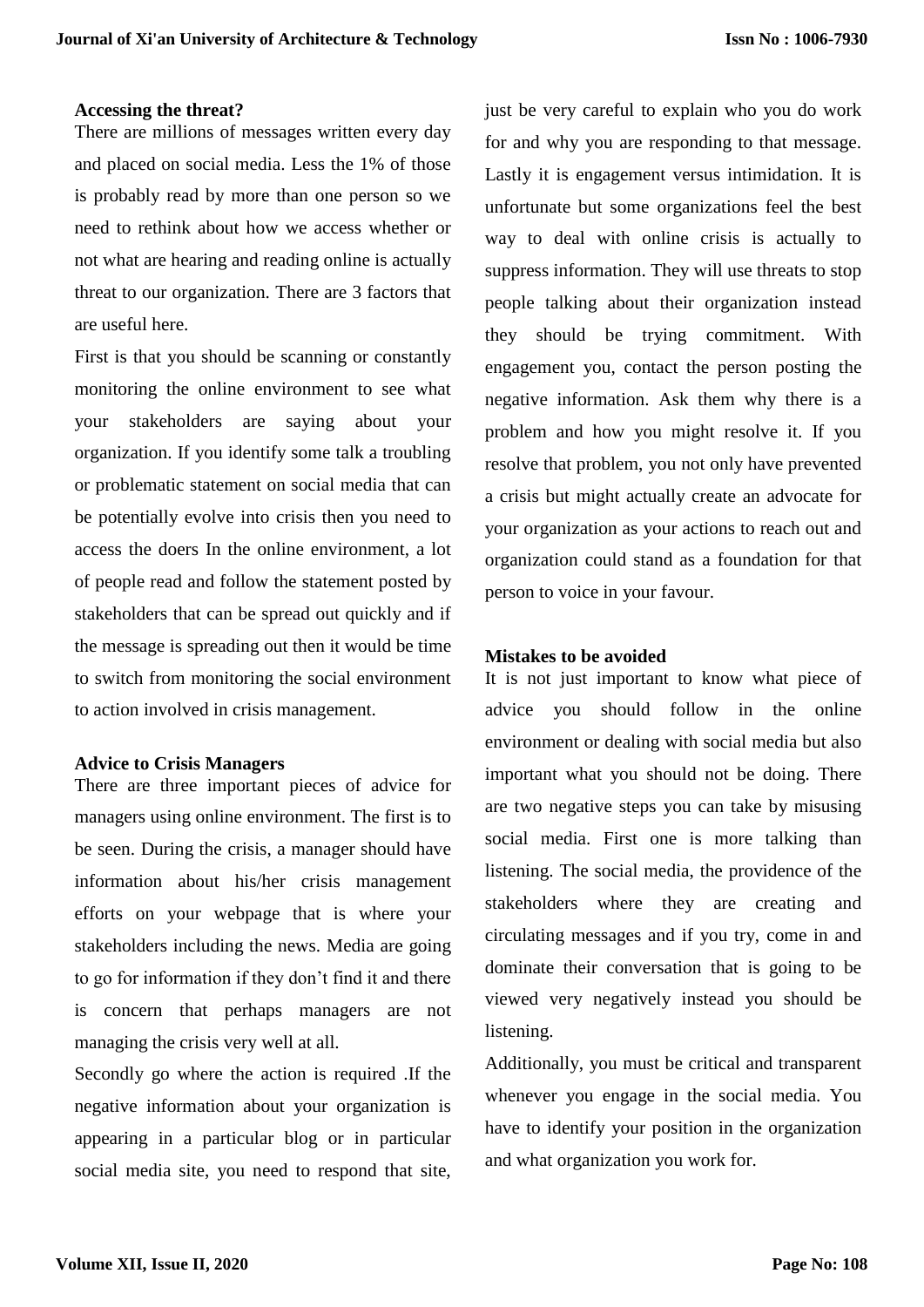**Accessing the threat?**

There are millions of messages written every day and placed on social media. Less the 1% of those is probably read by more than one person so we need to rethink about how we access whether or not what are hearing and reading online is actually threat to our organization. There are 3 factors that are useful here.

First is that you should be scanning or constantly monitoring the online environment to see what your stakeholders are saying about your organization. If you identify some talk a troubling or problematic statement on social media that can be potentially evolve into crisis then you need to access the doers In the online environment, a lot of people read and follow the statement posted by stakeholders that can be spread out quickly and if the message is spreading out then it would be time to switch from monitoring the social environment to action involved in crisis management.

**Advice to Crisis Managers**

There are three important pieces of advice for managers using online environment. The first is to be seen. During the crisis, a manager should have information about his/her crisis management efforts on your webpage that is where your stakeholders including the news. Media are going to go for information if they don't find it and there is concern that perhaps managers are not managing the crisis very well at all.

Secondly go where the action is required .If the negative information about your organization is appearing in a particular blog or in particular social media site, you need to respond that site, just be very careful to explain who you do work for and why you are responding to that message. Lastly it is engagement versus intimidation. It is unfortunate but some organizations feel the best way to deal with online crisis is actually to suppress information. They will use threats to stop people talking about their organization instead they should be trying commitment. With engagement you, contact the person posting the negative information. Ask them why there is a problem and how you might resolve it. If you resolve that problem, you not only have prevented a crisis but might actually create an advocate for your organization as your actions to reach out and organization could stand as a foundation for that person to voice in your favour.

**Mistakes to be avoided**

It is not just important to know what piece of advice you should follow in the online environment or dealing with social media but also important what you should not be doing. There are two negative steps you can take by misusing social media. First one is more talking than listening. The social media, the providence of the stakeholders where they are creating and circulating messages and if you try, come in and dominate their conversation that is going to be viewed very negatively instead you should be listening.

Additionally, you must be critical and transparent whenever you engage in the social media. You have to identify your position in the organization and what organization you work for.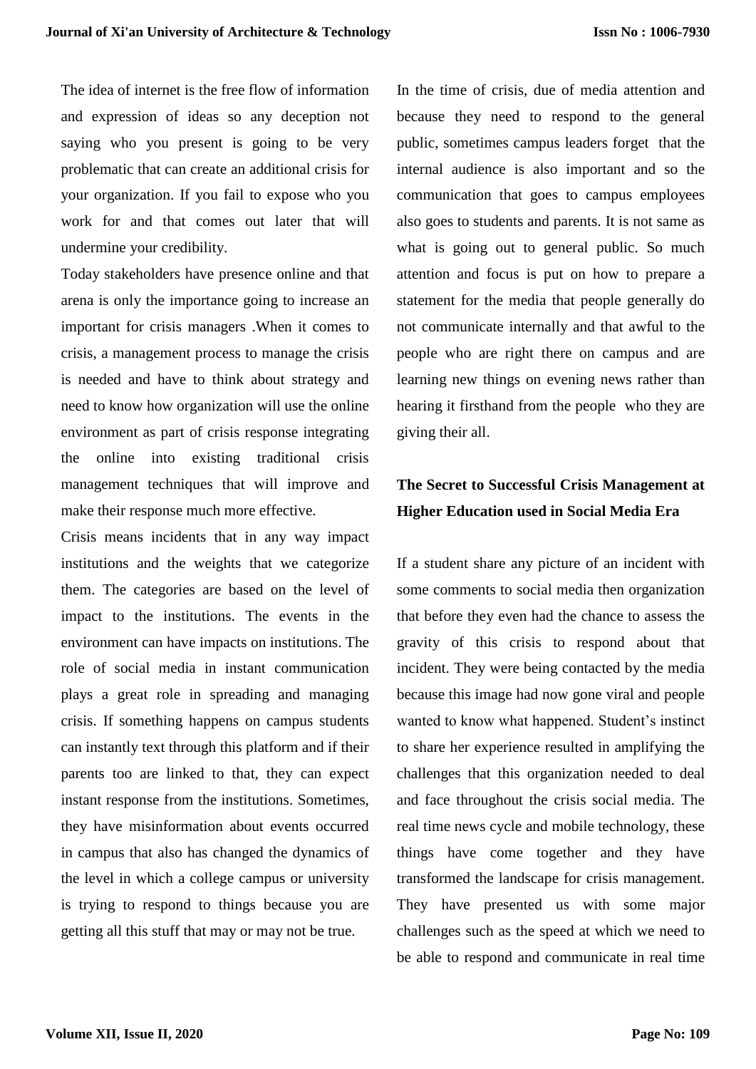The idea of internet is the free flow of information and expression of ideas so any deception not saying who you present is going to be very problematic that can create an additional crisis for your organization. If you fail to expose who you work for and that comes out later that will undermine your credibility.

Today stakeholders have presence online and that arena is only the importance going to increase an important for crisis managers .When it comes to crisis, a management process to manage the crisis is needed and have to think about strategy and need to know how organization will use the online environment as part of crisis response integrating the online into existing traditional crisis management techniques that will improve and make their response much more effective.

Crisis means incidents that in any way impact institutions and the weights that we categorize them. The categories are based on the level of impact to the institutions. The events in the environment can have impacts on institutions. The role of social media in instant communication plays a great role in spreading and managing crisis. If something happens on campus students can instantly text through this platform and if their parents too are linked to that, they can expect instant response from the institutions. Sometimes, they have misinformation about events occurred in campus that also has changed the dynamics of the level in which a college campus or university is trying to respond to things because you are getting all this stuff that may or may not be true.

In the time of crisis, due of media attention and because they need to respond to the general public, sometimes campus leaders forget that the internal audience is also important and so the communication that goes to campus employees also goes to students and parents. It is not same as what is going out to general public. So much attention and focus is put on how to prepare a statement for the media that people generally do not communicate internally and that awful to the people who are right there on campus and are learning new things on evening news rather than hearing it firsthand from the people who they are giving their all.

**The Secret to Successful Crisis Management at Higher Education used in Social Media Era**

If a student share any picture of an incident with some comments to social media then organization that before they even had the chance to assess the gravity of this crisis to respond about that incident. They were being contacted by the media because this image had now gone viral and people wanted to know what happened. Student's instinct to share her experience resulted in amplifying the challenges that this organization needed to deal and face throughout the crisis social media. The real time news cycle and mobile technology, these things have come together and they have transformed the landscape for crisis management. They have presented us with some major challenges such as the speed at which we need to be able to respond and communicate in real time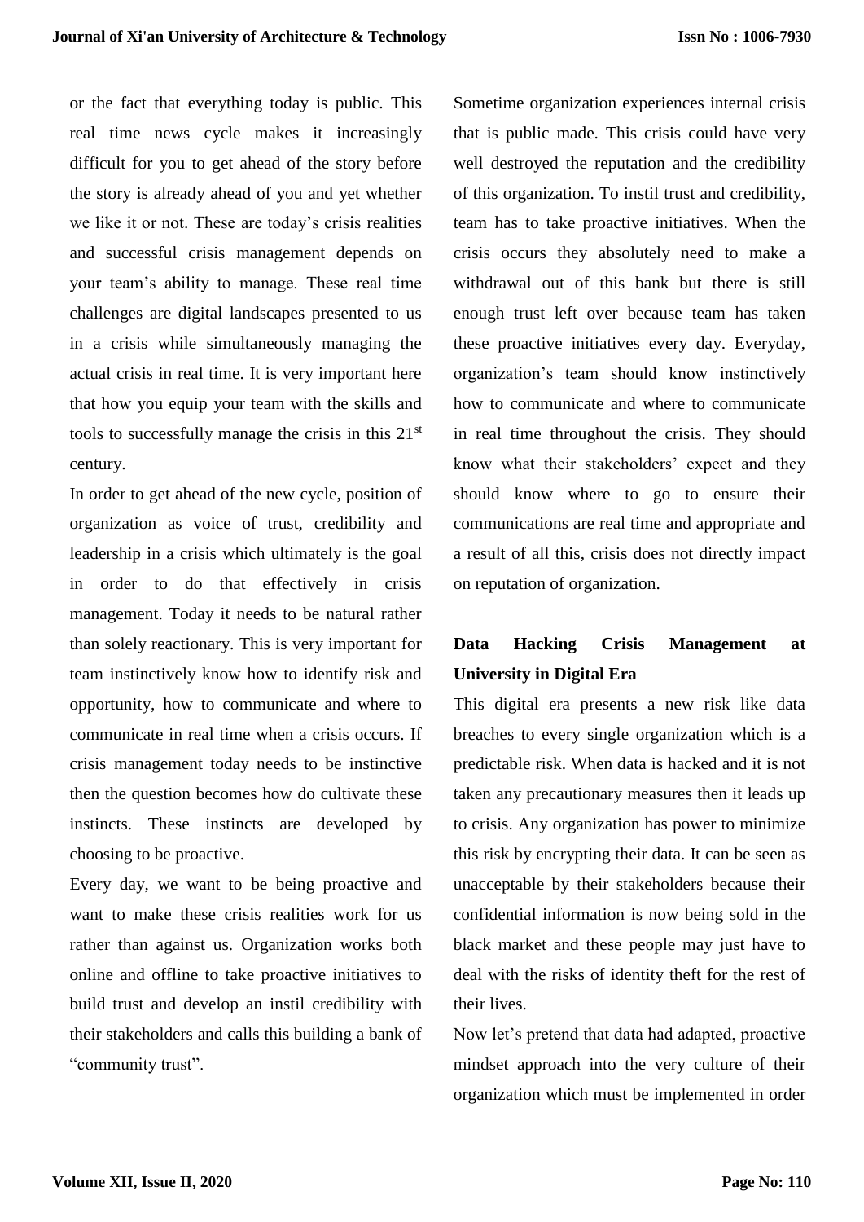or the fact that everything today is public. This real time news cycle makes it increasingly difficult for you to get ahead of the story before the story is already ahead of you and yet whether we like it or not. These are today's crisis realities and successful crisis management depends on your team's ability to manage. These real time challenges are digital landscapes presented to us in a crisis while simultaneously managing the actual crisis in real time. It is very important here that how you equip your team with the skills and tools to successfully manage the crisis in this 21st century.

In order to get ahead of the new cycle, position of organization as voice of trust, credibility and leadership in a crisis which ultimately is the goal in order to do that effectively in crisis management. Today it needs to be natural rather than solely reactionary. This is very important for team instinctively know how to identify risk and opportunity, how to communicate and where to communicate in real time when a crisis occurs. If crisis management today needs to be instinctive then the question becomes how do cultivate these instincts. These instincts are developed by choosing to be proactive.

Every day, we want to be being proactive and want to make these crisis realities work for us rather than against us. Organization works both online and offline to take proactive initiatives to build trust and develop an instil credibility with their stakeholders and calls this building a bank of "community trust".

Sometime organization experiences internal crisis that is public made. This crisis could have very well destroyed the reputation and the credibility of this organization. To instil trust and credibility, team has to take proactive initiatives. When the crisis occurs they absolutely need to make a withdrawal out of this bank but there is still enough trust left over because team has taken these proactive initiatives every day. Everyday, organization's team should know instinctively how to communicate and where to communicate in real time throughout the crisis. They should know what their stakeholders' expect and they should know where to go to ensure their communications are real time and appropriate and a result of all this, crisis does not directly impact on reputation of organization.

**Data Hacking Crisis Management at University in Digital Era**

This digital era presents a new risk like data breaches to every single organization which is a predictable risk. When data is hacked and it is not taken any precautionary measures then it leads up to crisis. Any organization has power to minimize this risk by encrypting their data. It can be seen as unacceptable by their stakeholders because their confidential information is now being sold in the black market and these people may just have to deal with the risks of identity theft for the rest of their lives.

Now let's pretend that data had adapted, proactive mindset approach into the very culture of their organization which must be implemented in order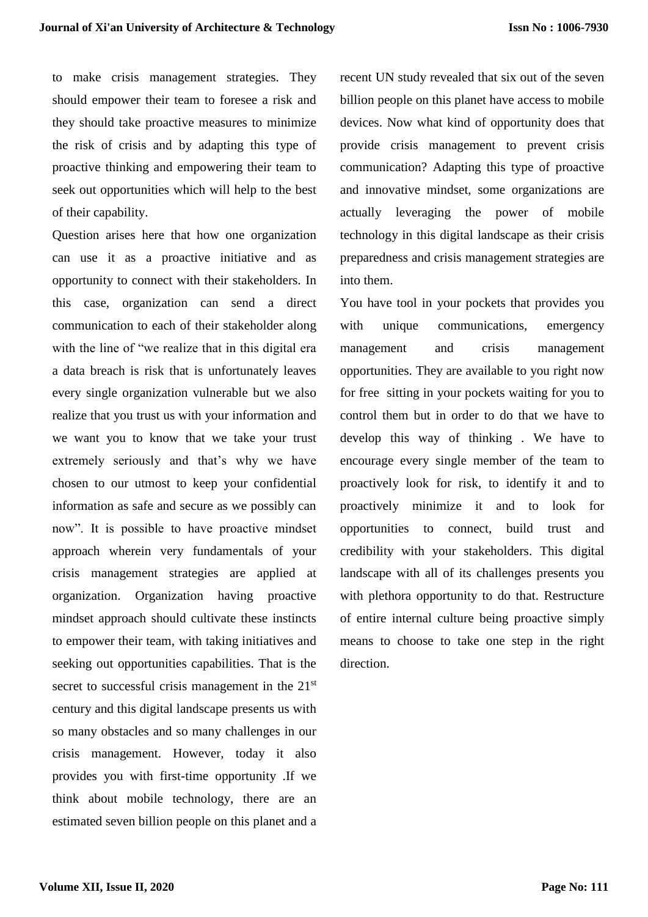to make crisis management strategies. They should empower their team to foresee a risk and they should take proactive measures to minimize the risk of crisis and by adapting this type of proactive thinking and empowering their team to seek out opportunities which will help to the best of their capability.

Question arises here that how one organization can use it as a proactive initiative and as opportunity to connect with their stakeholders. In this case, organization can send a direct communication to each of their stakeholder along with the line of "we realize that in this digital era a data breach is risk that is unfortunately leaves every single organization vulnerable but we also realize that you trust us with your information and we want you to know that we take your trust extremely seriously and that's why we have chosen to our utmost to keep your confidential information as safe and secure as we possibly can now". It is possible to have proactive mindset approach wherein very fundamentals of your crisis management strategies are applied at organization. Organization having proactive mindset approach should cultivate these instincts to empower their team, with taking initiatives and seeking out opportunities capabilities. That is the secret to successful crisis management in the 21st century and this digital landscape presents us with so many obstacles and so many challenges in our crisis management. However, today it also provides you with first-time opportunity .If we think about mobile technology, there are an estimated seven billion people on this planet and a recent UN study revealed that six out of the seven billion people on this planet have access to mobile devices. Now what kind of opportunity does that provide crisis management to prevent crisis communication? Adapting this type of proactive and innovative mindset, some organizations are actually leveraging the power of mobile technology in this digital landscape as their crisis preparedness and crisis management strategies are into them.

You have tool in your pockets that provides you with unique communications, emergency management and crisis management opportunities. They are available to you right now for free sitting in your pockets waiting for you to control them but in order to do that we have to develop this way of thinking . We have to encourage every single member of the team to proactively look for risk, to identify it and to proactively minimize it and to look for opportunities to connect, build trust and credibility with your stakeholders. This digital landscape with all of its challenges presents you with plethora opportunity to do that. Restructure of entire internal culture being proactive simply means to choose to take one step in the right direction.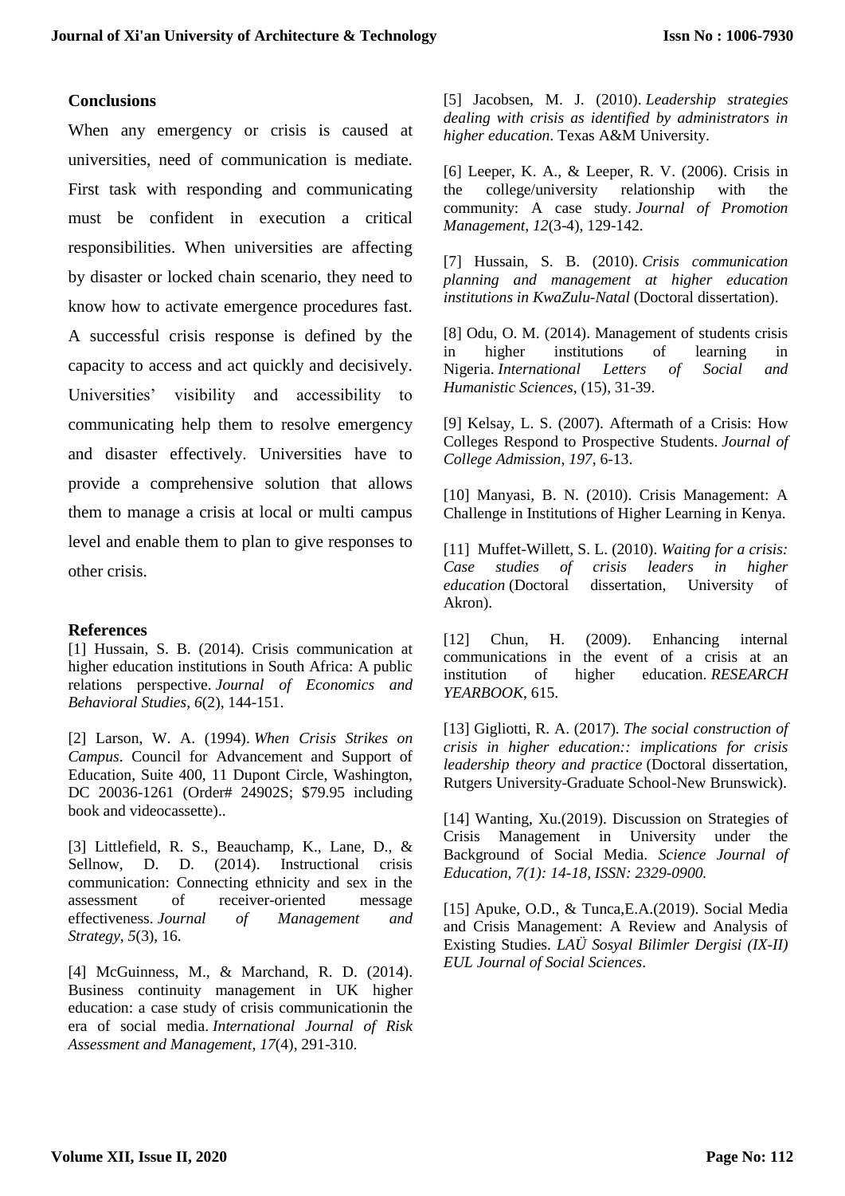## Conclusions

When any emergency or crisis is caused at universities, need of communication is mediate. First task with responding and communicating must be confident in execution a critical responsibilities. When universities are affecting by disaster or locked chain scenario, they need to know how to activate emergence procedures fast. A successful crisis response is defined by the capacity to access and act quickly and decisively. Universities' visibility and accessibility to communicating help them to resolve emergency and disaster effectively. Universities have to provide a comprehensive solution that allows them to manage a crisis at local or multi campus level and enable them to plan to give responses to other crisis.

## References

[1] Hussain, S. B. (2014). Crisis communication at higher education institutions in South Africa: A public relations perspective. *Journal of Economics and Behavioral Studies*, *6*(2), 144-151.

[2] Larson, W. A. (1994). *When Crisis Strikes on Campus*. Council for Advancement and Support of Education, Suite 400, 11 Dupont Circle, Washington, DC 20036-1261 (Order# 24902S; $79.95 including book and videocassette)..

[3] Littlefield, R. S., Beauchamp, K., Lane, D., & Sellnow, D. D. (2014). Instructional crisis communication: Connecting ethnicity and sex in the assessment of receiver-oriented message effectiveness. *Journal of Management and Strategy*, *5*(3), 16.

[4] McGuinness, M., & Marchand, R. D. (2014). Business continuity management in UK higher education: a case study of crisis communicationin the era of social media. *International Journal of Risk Assessment and Management*, *17*(4), 291-310.

[5] Jacobsen, M. J. (2010). *Leadership strategies dealing with crisis as identified by administrators in higher education*. Texas A&M University.

[6] Leeper, K. A., & Leeper, R. V. (2006). Crisis in the college/university relationship with the community: A case study. *Journal of Promotion Management*, *12*(3-4), 129-142.

[7] Hussain, S. B. (2010). *Crisis communication planning and management at higher education institutions in KwaZulu-Natal* (Doctoral dissertation).

[8] Odu, O. M. (2014). Management of students crisis in higher institutions of learning in Nigeria. *International Letters of Social and Humanistic Sciences*, (15), 31-39.

[9] Kelsay, L. S. (2007). Aftermath of a Crisis: How Colleges Respond to Prospective Students. *Journal of College Admission*, *197*, 6-13.

[10] Manyasi, B. N. (2010). Crisis Management: A Challenge in Institutions of Higher Learning in Kenya.

[11] Muffet-Willett, S. L. (2010). *Waiting for a crisis: Case studies of crisis leaders in higher education* (Doctoral dissertation, University of Akron).

[12] Chun, H. (2009). Enhancing internal communications in the event of a crisis at an institution of higher education. *RESEARCH YEARBOOK*, 615.

[13] Gigliotti, R. A. (2017). *The social construction of crisis in higher education:: implications for crisis leadership theory and practice* (Doctoral dissertation, Rutgers University-Graduate School-New Brunswick).

[14] Wanting, Xu.(2019). Discussion on Strategies of Crisis Management in University under the Background of Social Media. *Science Journal of Education, 7(1): 14-18, ISSN: 2329-0900.*

[15] Apuke, O.D., & Tunca,E.A.(2019). Social Media and Crisis Management: A Review and Analysis of Existing Studies. *LAÜ Sosyal Bilimler Dergisi (IX-II) EUL Journal of Social Sciences*.